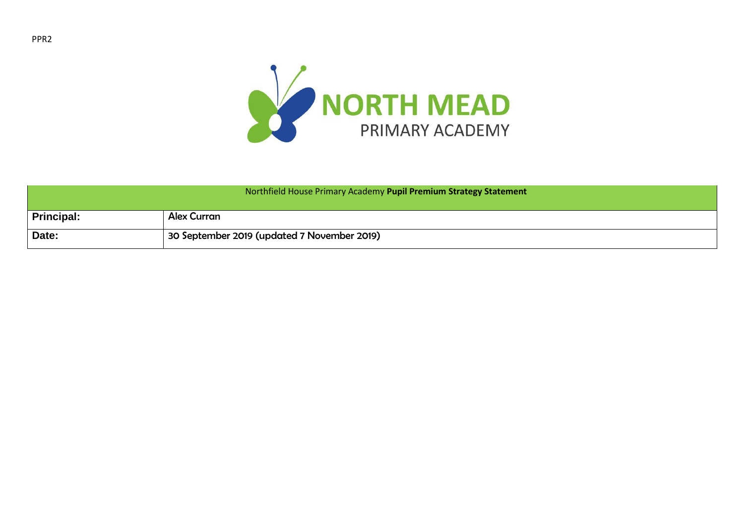PPR2

NORTH MEAD PRIMARY ACADEMY

| Northfield House Primary Academy **Pupil Premium Strategy Statement** | |
|---|---|
| **Principal:** | Alex Curran |
| **Date:** | 30 September 2019 (updated 7 November 2019) |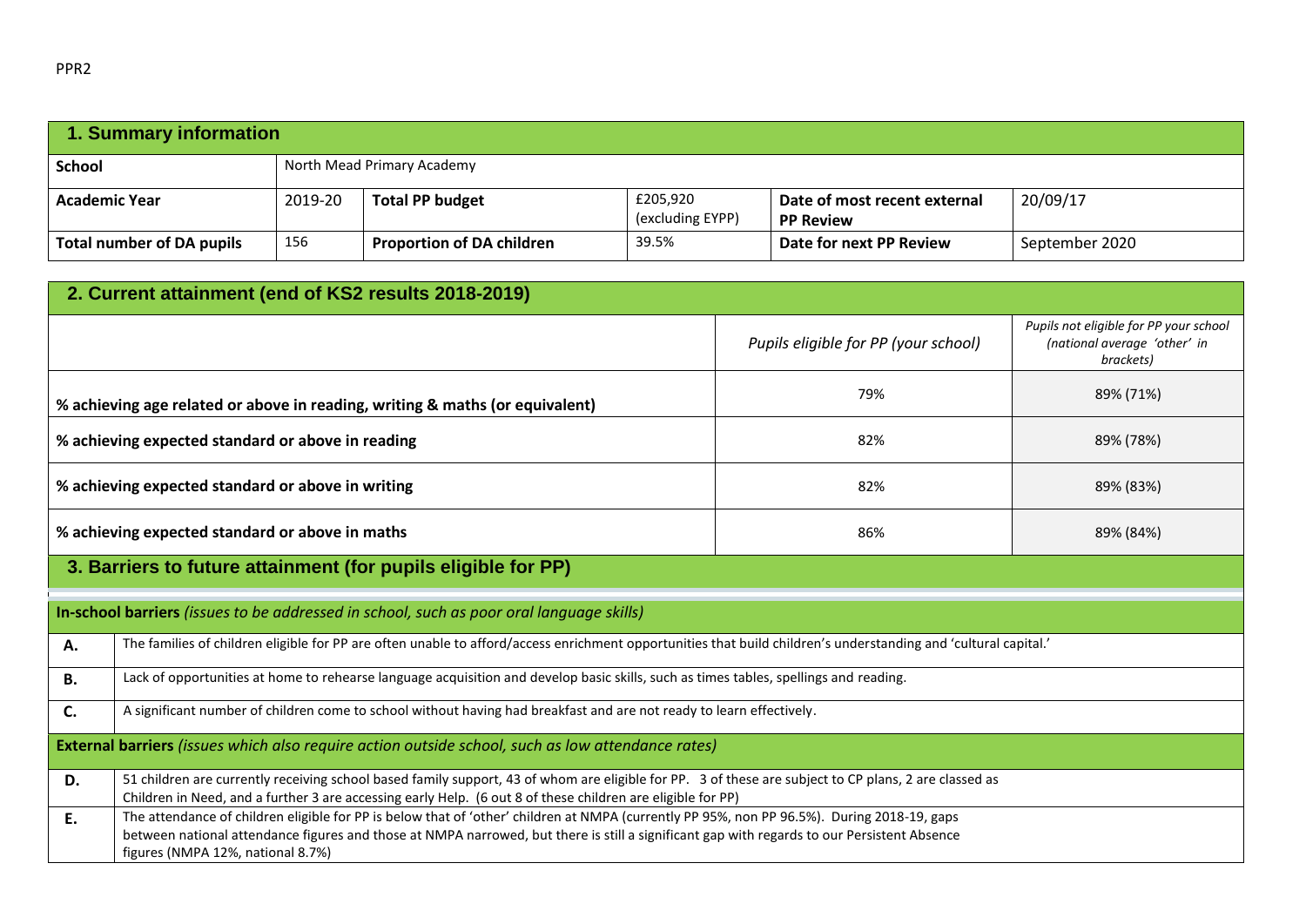PPR2

## 1. Summary information

| School | North Mead Primary Academy | | | | |
|---|---|---|---|---|---|
| **Academic Year** | 2019-20 | **Total PP budget** | £205,920 (excluding EYPP) | **Date of most recent external PP Review** | 20/09/17 |
| **Total number of DA pupils** | 156 | **Proportion of DA children** | 39.5% | **Date for next PP Review** | September 2020 |

## 2. Current attainment (end of KS2 results 2018-2019)

| | *Pupils eligible for PP (your school)* | *Pupils not eligible for PP your school (national average 'other' in brackets)* |
|---|---|---|
| **% achieving age related or above in reading, writing & maths (or equivalent)** | 79% | 89% (71%) |
| **% achieving expected standard or above in reading** | 82% | 89% (78%) |
| **% achieving expected standard or above in writing** | 82% | 89% (83%) |
| **% achieving expected standard or above in maths** | 86% | 89% (84%) |

## 3. Barriers to future attainment (for pupils eligible for PP)

**In-school barriers** *(issues to be addressed in school, such as poor oral language skills)*

| | |
|---|---|
| **A.** | The families of children eligible for PP are often unable to afford/access enrichment opportunities that build children's understanding and 'cultural capital.' |
| **B.** | Lack of opportunities at home to rehearse language acquisition and develop basic skills, such as times tables, spellings and reading. |
| **C.** | A significant number of children come to school without having had breakfast and are not ready to learn effectively. |

**External barriers** *(issues which also require action outside school, such as low attendance rates)*

| | |
|---|---|
| **D.** | 51 children are currently receiving school based family support, 43 of whom are eligible for PP. 3 of these are subject to CP plans, 2 are classed as Children in Need, and a further 3 are accessing early Help. (6 out 8 of these children are eligible for PP) |
| **E.** | The attendance of children eligible for PP is below that of 'other' children at NMPA (currently PP 95%, non PP 96.5%). During 2018-19, gaps between national attendance figures and those at NMPA narrowed, but there is still a significant gap with regards to our Persistent Absence figures (NMPA 12%, national 8.7%) |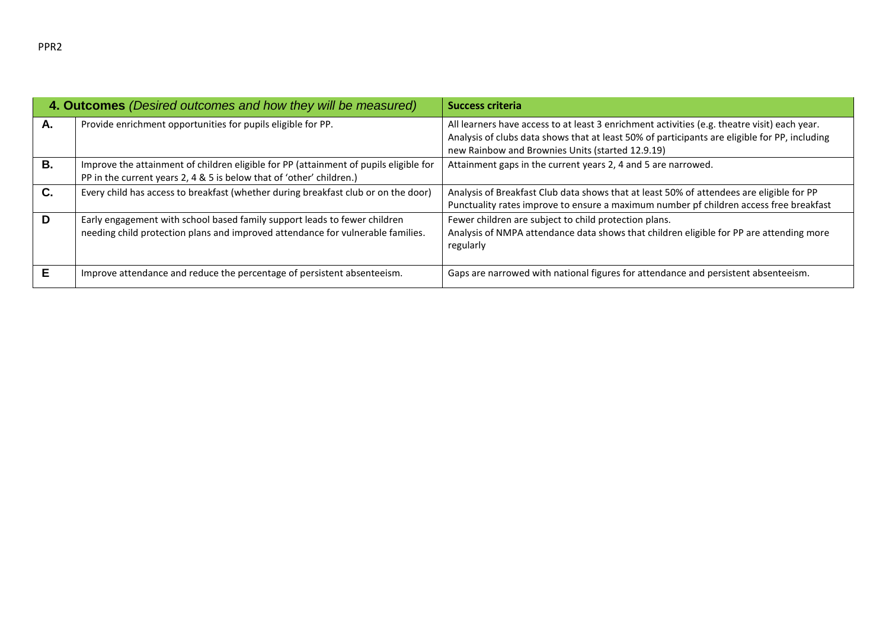| **4. Outcomes** *(Desired outcomes and how they will be measured)* | | **Success criteria** |
|---|---|---|
| **A.** | Provide enrichment opportunities for pupils eligible for PP. | All learners have access to at least 3 enrichment activities (e.g. theatre visit) each year. Analysis of clubs data shows that at least 50% of participants are eligible for PP, including new Rainbow and Brownies Units (started 12.9.19) |
| **B.** | Improve the attainment of children eligible for PP (attainment of pupils eligible for PP in the current years 2, 4 & 5 is below that of 'other' children.) | Attainment gaps in the current years 2, 4 and 5 are narrowed. |
| **C.** | Every child has access to breakfast (whether during breakfast club or on the door) | Analysis of Breakfast Club data shows that at least 50% of attendees are eligible for PP Punctuality rates improve to ensure a maximum number pf children access free breakfast |
| **D** | Early engagement with school based family support leads to fewer children needing child protection plans and improved attendance for vulnerable families. | Fewer children are subject to child protection plans. Analysis of NMPA attendance data shows that children eligible for PP are attending more regularly |
| **E** | Improve attendance and reduce the percentage of persistent absenteeism. | Gaps are narrowed with national figures for attendance and persistent absenteeism. |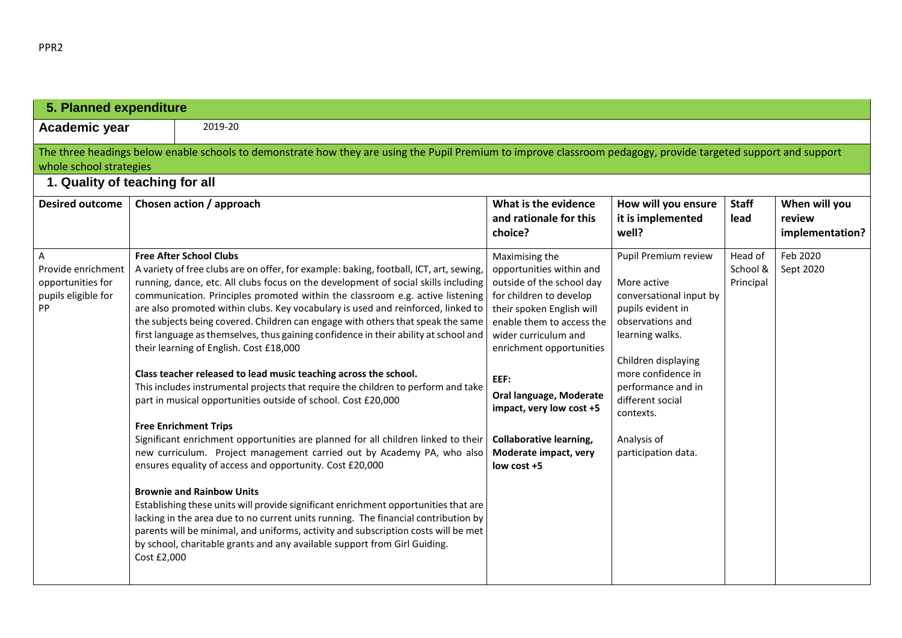## 5. Planned expenditure

**Academic year** 2019-20

The three headings below enable schools to demonstrate how they are using the Pupil Premium to improve classroom pedagogy, provide targeted support and support whole school strategies

### 1. Quality of teaching for all

| Desired outcome | Chosen action / approach | What is the evidence and rationale for this choice? | How will you ensure it is implemented well? | Staff lead | When will you review implementation? |
|---|---|---|---|---|---|
| A<br>Provide enrichment opportunities for pupils eligible for PP | **Free After School Clubs**<br>A variety of free clubs are on offer, for example: baking, football, ICT, art, sewing, running, dance, etc. All clubs focus on the development of social skills including communication. Principles promoted within the classroom e.g. active listening are also promoted within clubs. Key vocabulary is used and reinforced, linked to the subjects being covered. Children can engage with others that speak the same first language as themselves, thus gaining confidence in their ability at school and their learning of English. Cost £18,000<br><br>**Class teacher released to lead music teaching across the school.**<br>This includes instrumental projects that require the children to perform and take part in musical opportunities outside of school. Cost £20,000<br><br>**Free Enrichment Trips**<br>Significant enrichment opportunities are planned for all children linked to their new curriculum. Project management carried out by Academy PA, who also ensures equality of access and opportunity. Cost £20,000<br><br>**Brownie and Rainbow Units**<br>Establishing these units will provide significant enrichment opportunities that are lacking in the area due to no current units running. The financial contribution by parents will be minimal, and uniforms, activity and subscription costs will be met by school, charitable grants and any available support from Girl Guiding.<br>Cost £2,000 | Maximising the opportunities within and outside of the school day for children to develop their spoken English will enable them to access the wider curriculum and enrichment opportunities<br><br>**EEF:**<br>**Oral language, Moderate impact, very low cost +5**<br><br>**Collaborative learning, Moderate impact, very low cost +5** | Pupil Premium review<br><br>More active conversational input by pupils evident in observations and learning walks.<br><br>Children displaying more confidence in performance and in different social contexts.<br><br>Analysis of participation data. | Head of School & Principal | Feb 2020<br>Sept 2020 |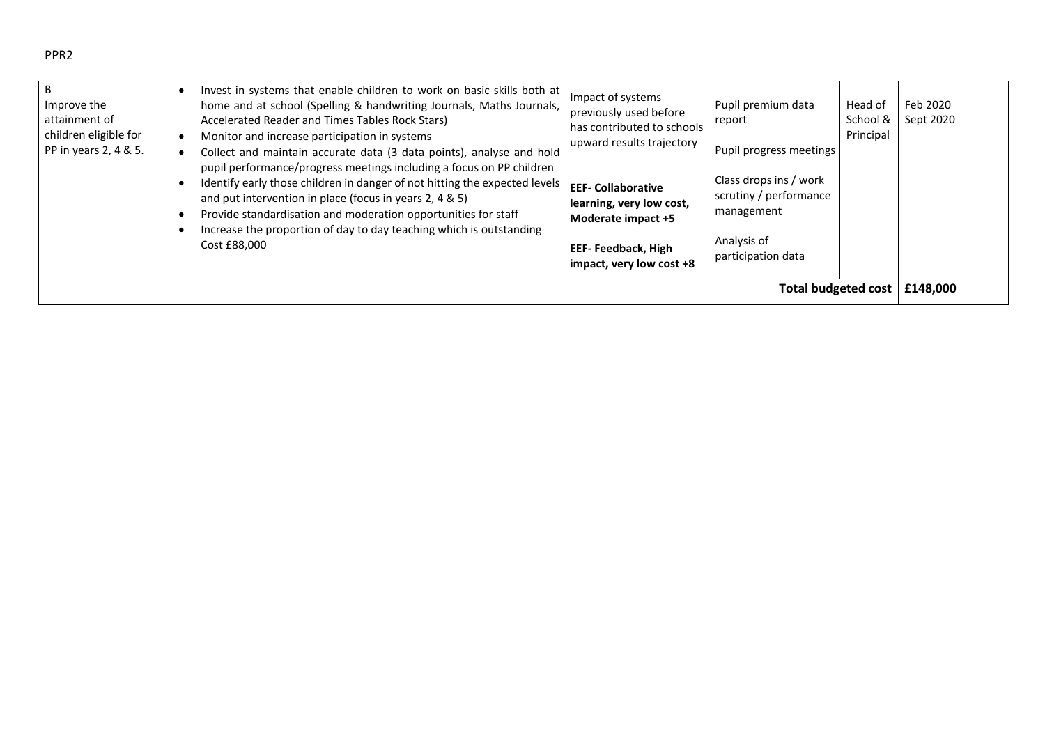PPR2

| | | | | | |
|---|---|---|---|---|---|
| B<br>Improve the attainment of children eligible for PP in years 2, 4 & 5. | • Invest in systems that enable children to work on basic skills both at home and at school (Spelling & handwriting Journals, Maths Journals, Accelerated Reader and Times Tables Rock Stars)<br>• Monitor and increase participation in systems<br>• Collect and maintain accurate data (3 data points), analyse and hold pupil performance/progress meetings including a focus on PP children<br>• Identify early those children in danger of not hitting the expected levels and put intervention in place (focus in years 2, 4 & 5)<br>• Provide standardisation and moderation opportunities for staff<br>• Increase the proportion of day to day teaching which is outstanding<br>Cost £88,000 | Impact of systems previously used before has contributed to schools upward results trajectory<br><br>**EEF- Collaborative learning, very low cost, Moderate impact +5**<br><br>**EEF- Feedback, High impact, very low cost +8** | Pupil premium data report<br><br>Pupil progress meetings<br><br>Class drops ins / work scrutiny / performance management<br><br>Analysis of participation data | Head of School & Principal | Feb 2020<br>Sept 2020 |
| | | | | **Total budgeted cost** | **£148,000** |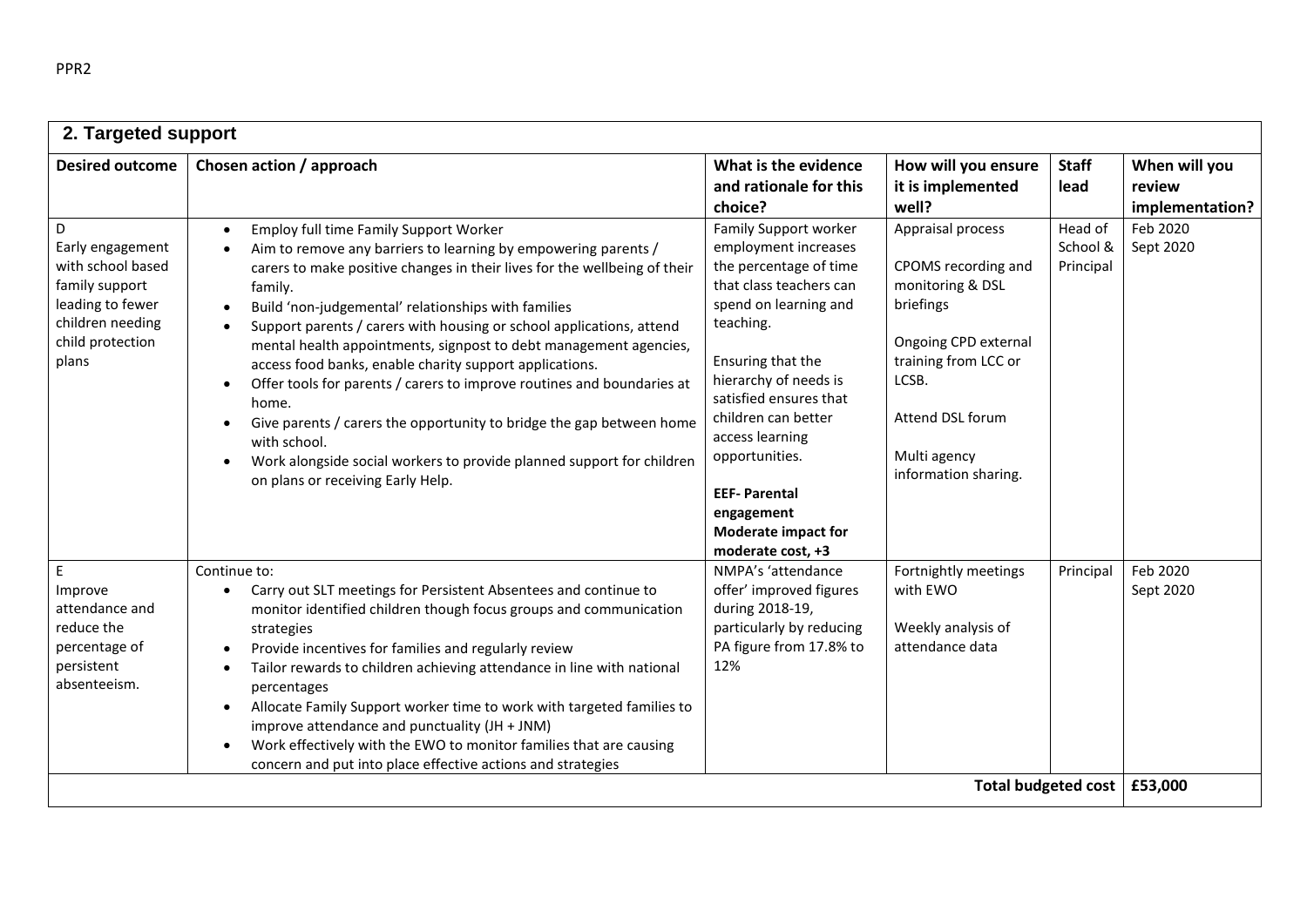## 2. Targeted support

| Desired outcome | Chosen action / approach | What is the evidence and rationale for this choice? | How will you ensure it is implemented well? | Staff lead | When will you review implementation? |
|---|---|---|---|---|---|
| D<br>Early engagement with school based family support leading to fewer children needing child protection plans | • Employ full time Family Support Worker<br>• Aim to remove any barriers to learning by empowering parents / carers to make positive changes in their lives for the wellbeing of their family.<br>• Build 'non-judgemental' relationships with families<br>• Support parents / carers with housing or school applications, attend mental health appointments, signpost to debt management agencies, access food banks, enable charity support applications.<br>• Offer tools for parents / carers to improve routines and boundaries at home.<br>• Give parents / carers the opportunity to bridge the gap between home with school.<br>• Work alongside social workers to provide planned support for children on plans or receiving Early Help. | Family Support worker employment increases the percentage of time that class teachers can spend on learning and teaching.<br><br>Ensuring that the hierarchy of needs is satisfied ensures that children can better access learning opportunities.<br><br>**EEF- Parental engagement Moderate impact for moderate cost, +3** | Appraisal process<br><br>CPOMS recording and monitoring & DSL briefings<br><br>Ongoing CPD external training from LCC or LCSB.<br><br>Attend DSL forum<br><br>Multi agency information sharing. | Head of School & Principal | Feb 2020<br>Sept 2020 |
| E<br>Improve attendance and reduce the percentage of persistent absenteeism. | Continue to:<br>• Carry out SLT meetings for Persistent Absentees and continue to monitor identified children though focus groups and communication strategies<br>• Provide incentives for families and regularly review<br>• Tailor rewards to children achieving attendance in line with national percentages<br>• Allocate Family Support worker time to work with targeted families to improve attendance and punctuality (JH + JNM)<br>• Work effectively with the EWO to monitor families that are causing concern and put into place effective actions and strategies | NMPA's 'attendance offer' improved figures during 2018-19, particularly by reducing PA figure from 17.8% to 12% | Fortnightly meetings with EWO<br><br>Weekly analysis of attendance data | Principal | Feb 2020<br>Sept 2020 |
| | | | | **Total budgeted cost** | **£53,000** |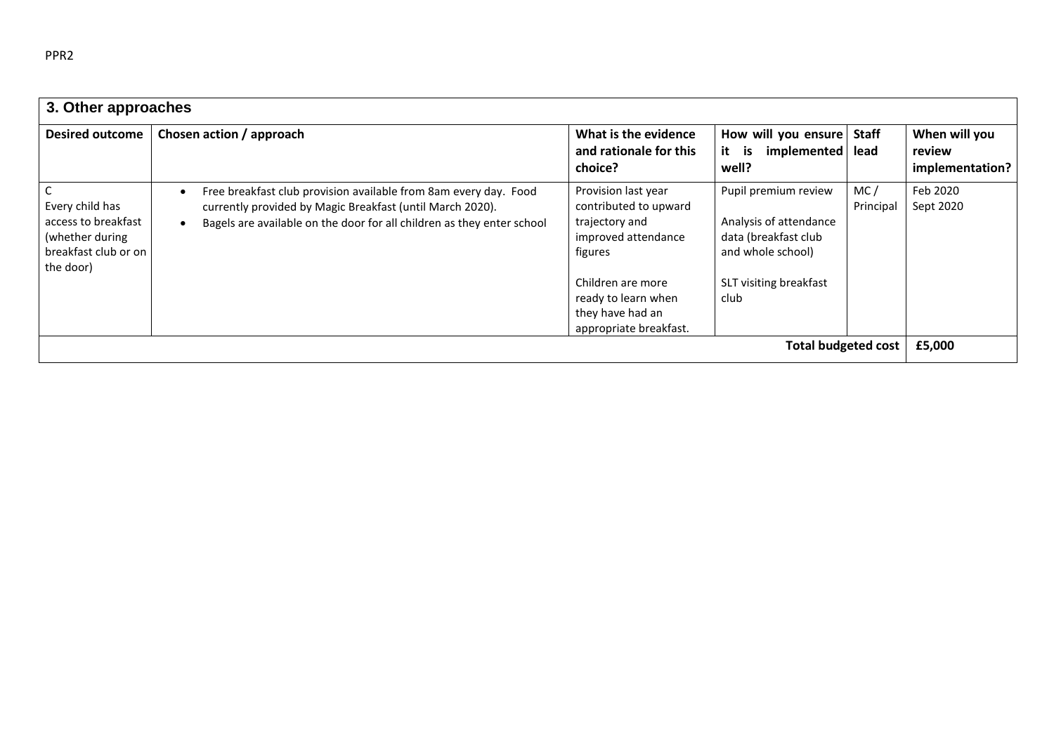| 3. Other approaches | | | | | |
|---|---|---|---|---|---|
| **Desired outcome** | **Chosen action / approach** | **What is the evidence and rationale for this choice?** | **How will you ensure it is implemented well?** | **Staff lead** | **When will you review implementation?** |
| C<br>Every child has access to breakfast (whether during breakfast club or on the door) | • Free breakfast club provision available from 8am every day. Food currently provided by Magic Breakfast (until March 2020).<br>• Bagels are available on the door for all children as they enter school | Provision last year contributed to upward trajectory and improved attendance figures<br><br>Children are more ready to learn when they have had an appropriate breakfast. | Pupil premium review<br><br>Analysis of attendance data (breakfast club and whole school)<br><br>SLT visiting breakfast club | MC / Principal | Feb 2020<br>Sept 2020 |
| | | | | **Total budgeted cost** | **£5,000** |

PPR2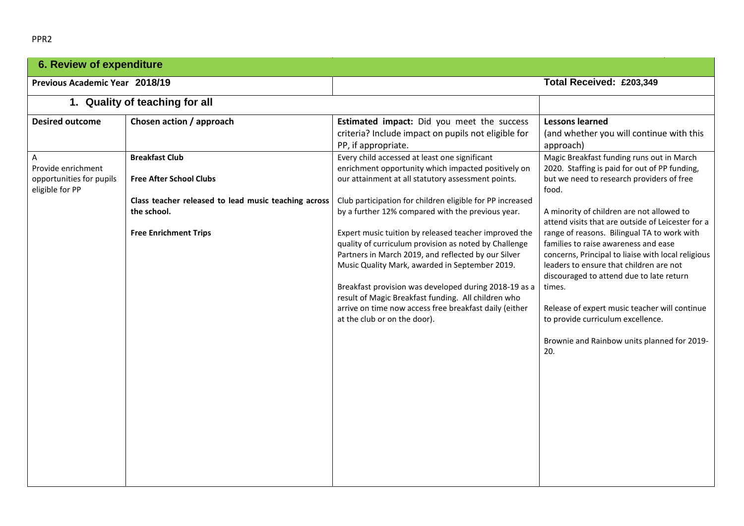## 6. Review of expenditure

| Previous Academic Year 2018/19 | | | Total Received: £203,349 |
|---|---|---|---|
| **1. Quality of teaching for all** | | | |
| **Desired outcome** | **Chosen action / approach** | **Estimated impact:** Did you meet the success criteria? Include impact on pupils not eligible for PP, if appropriate. | **Lessons learned** (and whether you will continue with this approach) |
| A<br>Provide enrichment opportunities for pupils eligible for PP | **Breakfast Club**<br><br>**Free After School Clubs**<br><br>**Class teacher released to lead music teaching across the school.**<br><br>**Free Enrichment Trips** | Every child accessed at least one significant enrichment opportunity which impacted positively on our attainment at all statutory assessment points.<br><br>Club participation for children eligible for PP increased by a further 12% compared with the previous year.<br><br>Expert music tuition by released teacher improved the quality of curriculum provision as noted by Challenge Partners in March 2019, and reflected by our Silver Music Quality Mark, awarded in September 2019.<br><br>Breakfast provision was developed during 2018-19 as a result of Magic Breakfast funding. All children who arrive on time now access free breakfast daily (either at the club or on the door). | Magic Breakfast funding runs out in March 2020. Staffing is paid for out of PP funding, but we need to research providers of free food.<br><br>A minority of children are not allowed to attend visits that are outside of Leicester for a range of reasons. Bilingual TA to work with families to raise awareness and ease concerns, Principal to liaise with local religious leaders to ensure that children are not discouraged to attend due to late return times.<br><br>Release of expert music teacher will continue to provide curriculum excellence.<br><br>Brownie and Rainbow units planned for 2019-20. |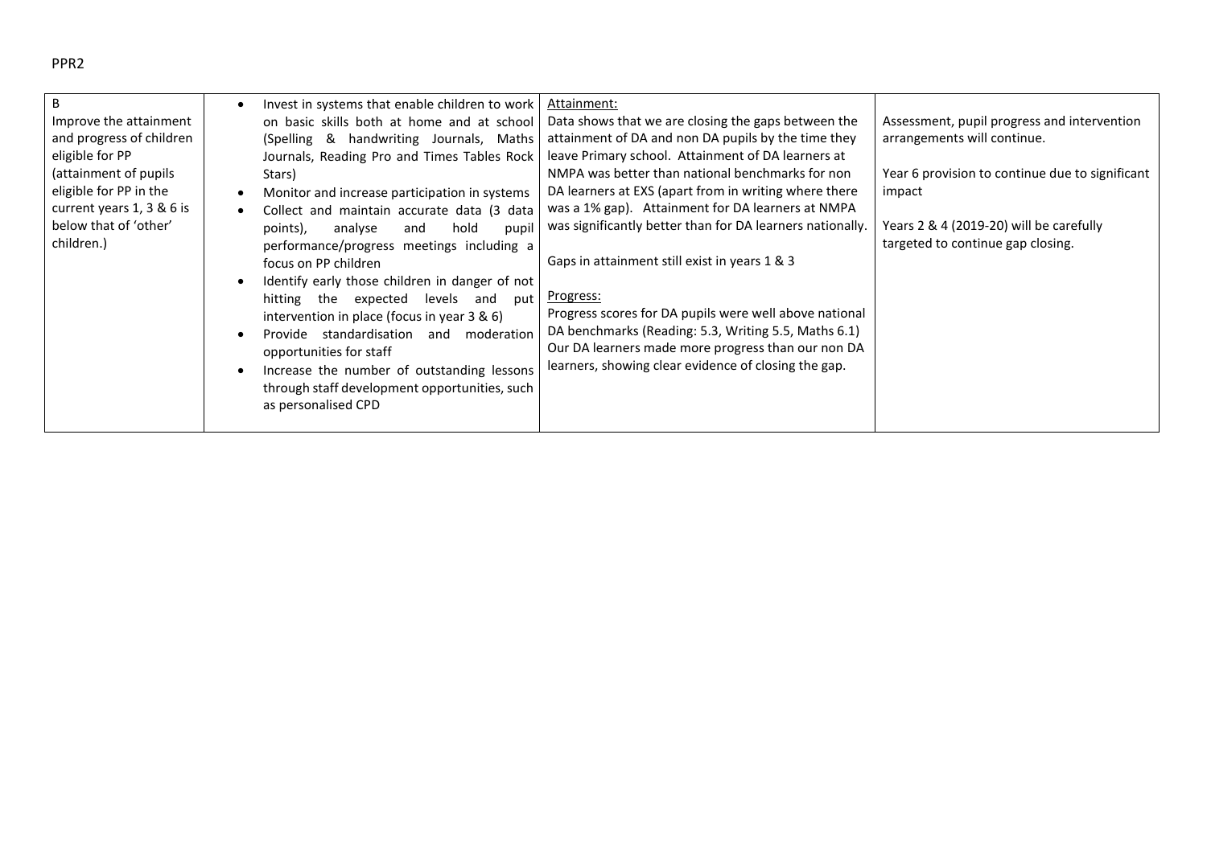PPR2

| B<br>Improve the attainment and progress of children eligible for PP (attainment of pupils eligible for PP in the current years 1, 3 & 6 is below that of 'other' children.) | <ul><li>Invest in systems that enable children to work on basic skills both at home and at school (Spelling & handwriting Journals, Maths Journals, Reading Pro and Times Tables Rock Stars)</li><li>Monitor and increase participation in systems</li><li>Collect and maintain accurate data (3 data points), analyse and hold pupil performance/progress meetings including a focus on PP children</li><li>Identify early those children in danger of not hitting the expected levels and put intervention in place (focus in year 3 & 6)</li><li>Provide standardisation and moderation opportunities for staff</li><li>Increase the number of outstanding lessons through staff development opportunities, such as personalised CPD</li></ul> | <u>Attainment:</u><br>Data shows that we are closing the gaps between the attainment of DA and non DA pupils by the time they leave Primary school. Attainment of DA learners at NMPA was better than national benchmarks for non DA learners at EXS (apart from in writing where there was a 1% gap). Attainment for DA learners at NMPA was significantly better than for DA learners nationally.<br><br>Gaps in attainment still exist in years 1 & 3<br><br><u>Progress:</u><br>Progress scores for DA pupils were well above national DA benchmarks (Reading: 5.3, Writing 5.5, Maths 6.1) Our DA learners made more progress than our non DA learners, showing clear evidence of closing the gap. | Assessment, pupil progress and intervention arrangements will continue.<br><br>Year 6 provision to continue due to significant impact<br><br>Years 2 & 4 (2019-20) will be carefully targeted to continue gap closing. |
|---|---|---|---|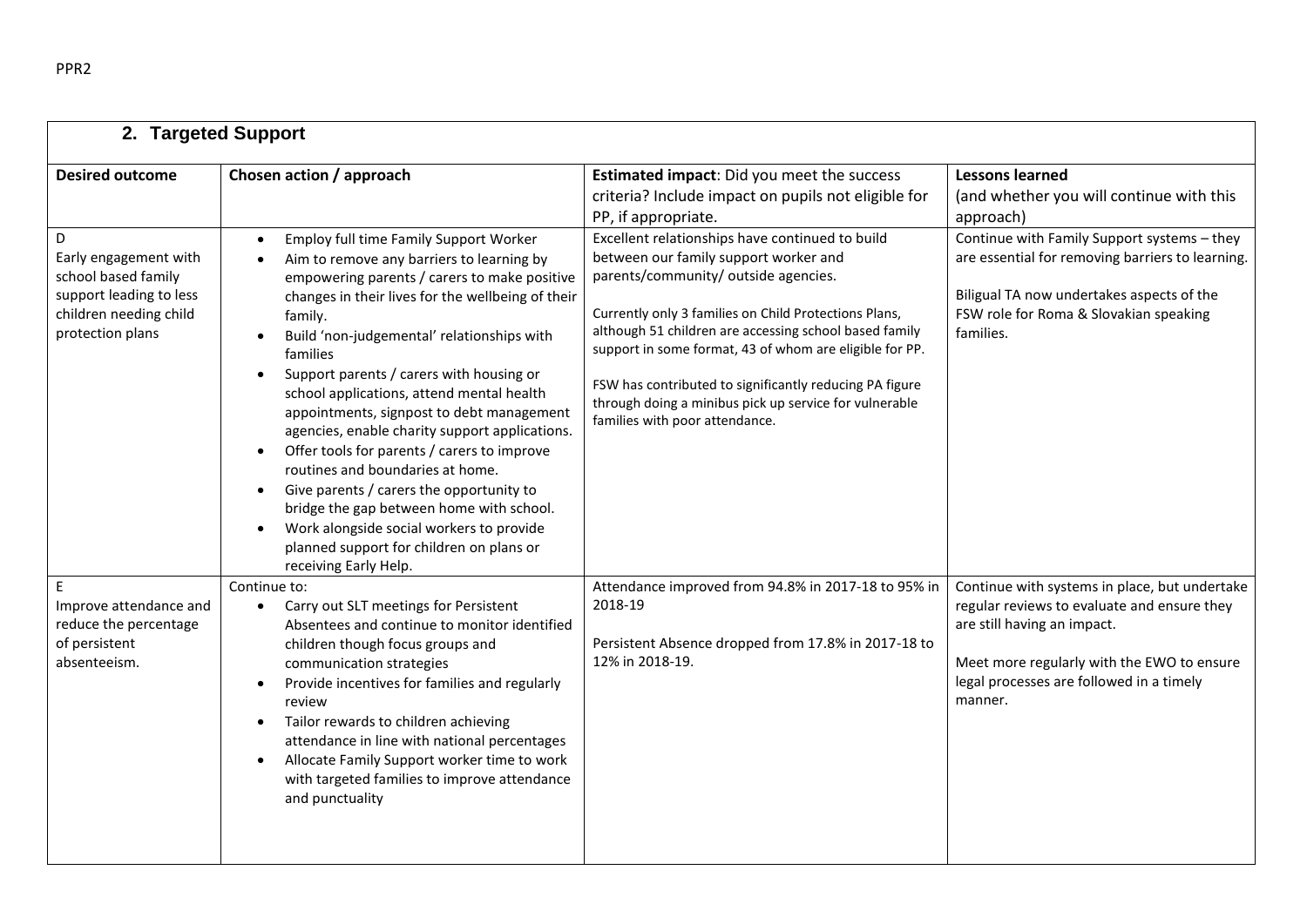## 2. Targeted Support

| Desired outcome | Chosen action / approach | **Estimated impact**: Did you meet the success criteria? Include impact on pupils not eligible for PP, if appropriate. | **Lessons learned** (and whether you will continue with this approach) |
|---|---|---|---|
| D<br>Early engagement with school based family support leading to less children needing child protection plans | • Employ full time Family Support Worker<br>• Aim to remove any barriers to learning by empowering parents / carers to make positive changes in their lives for the wellbeing of their family.<br>• Build 'non-judgemental' relationships with families<br>• Support parents / carers with housing or school applications, attend mental health appointments, signpost to debt management agencies, enable charity support applications.<br>• Offer tools for parents / carers to improve routines and boundaries at home.<br>• Give parents / carers the opportunity to bridge the gap between home with school.<br>• Work alongside social workers to provide planned support for children on plans or receiving Early Help. | Excellent relationships have continued to build between our family support worker and parents/community/ outside agencies.<br><br>Currently only 3 families on Child Protections Plans, although 51 children are accessing school based family support in some format, 43 of whom are eligible for PP.<br><br>FSW has contributed to significantly reducing PA figure through doing a minibus pick up service for vulnerable families with poor attendance. | Continue with Family Support systems – they are essential for removing barriers to learning.<br><br>Biligual TA now undertakes aspects of the FSW role for Roma & Slovakian speaking families. |
| E<br>Improve attendance and reduce the percentage of persistent absenteeism. | Continue to:<br>• Carry out SLT meetings for Persistent Absentees and continue to monitor identified children though focus groups and communication strategies<br>• Provide incentives for families and regularly review<br>• Tailor rewards to children achieving attendance in line with national percentages<br>• Allocate Family Support worker time to work with targeted families to improve attendance and punctuality | Attendance improved from 94.8% in 2017-18 to 95% in 2018-19<br><br>Persistent Absence dropped from 17.8% in 2017-18 to 12% in 2018-19. | Continue with systems in place, but undertake regular reviews to evaluate and ensure they are still having an impact.<br><br>Meet more regularly with the EWO to ensure legal processes are followed in a timely manner. |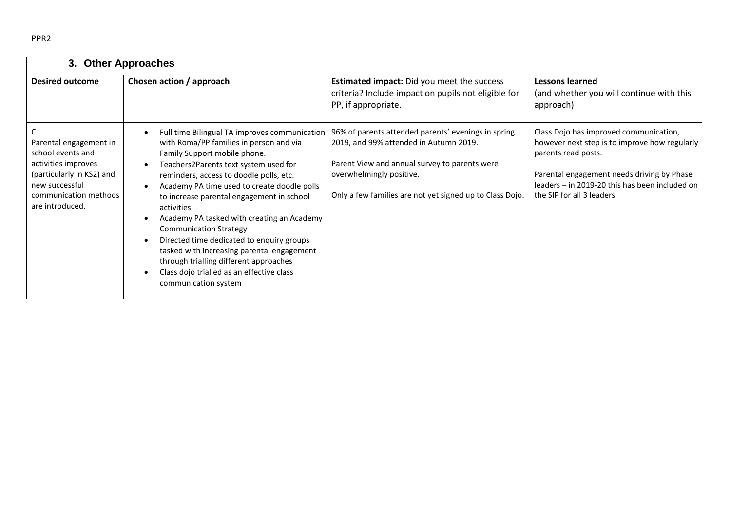PPR2

### 3. Other Approaches

| Desired outcome | Chosen action / approach | **Estimated impact:** Did you meet the success criteria? Include impact on pupils not eligible for PP, if appropriate. | **Lessons learned** (and whether you will continue with this approach) |
|---|---|---|---|
| C<br>Parental engagement in school events and activities improves (particularly in KS2) and new successful communication methods are introduced. | • Full time Bilingual TA improves communication with Roma/PP families in person and via Family Support mobile phone.<br>• Teachers2Parents text system used for reminders, access to doodle polls, etc.<br>• Academy PA time used to create doodle polls to increase parental engagement in school activities<br>• Academy PA tasked with creating an Academy Communication Strategy<br>• Directed time dedicated to enquiry groups tasked with increasing parental engagement through trialling different approaches<br>• Class dojo trialled as an effective class communication system | 96% of parents attended parents' evenings in spring 2019, and 99% attended in Autumn 2019.<br><br>Parent View and annual survey to parents were overwhelmingly positive.<br><br>Only a few families are not yet signed up to Class Dojo. | Class Dojo has improved communication, however next step is to improve how regularly parents read posts.<br><br>Parental engagement needs driving by Phase leaders – in 2019-20 this has been included on the SIP for all 3 leaders |